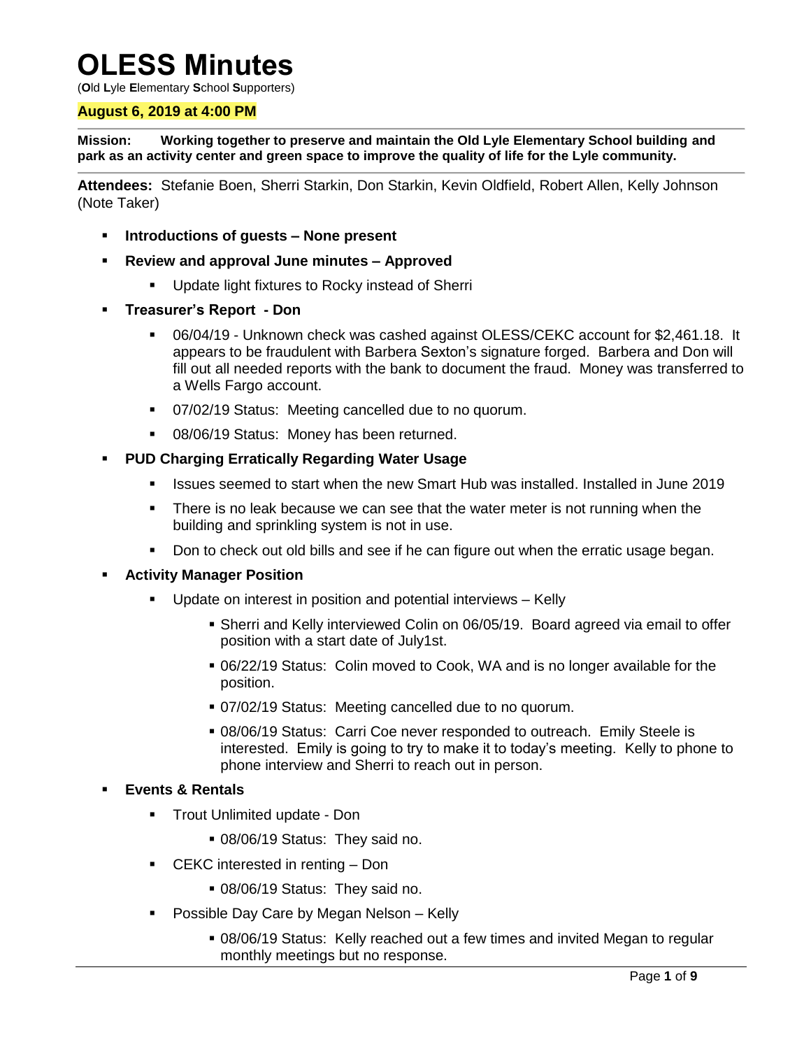# OLESS Minutes

(**O**ld **L**yle **E**lementary **S**chool **S**upporters)

**August 6, 2019 at 4:00 PM**

**Mission: Working together to preserve and maintain the Old Lyle Elementary School building and park as an activity center and green space to improve the quality of life for the Lyle community.**

**Attendees:** Stefanie Boen, Sherri Starkin, Don Starkin, Kevin Oldfield, Robert Allen, Kelly Johnson (Note Taker)

- **Introductions of guests – None present**
- **Review and approval June minutes – Approved**
  - Update light fixtures to Rocky instead of Sherri
- **Treasurer's Report - Don**
  - 06/04/19 - Unknown check was cashed against OLESS/CEKC account for $2,461.18. It appears to be fraudulent with Barbera Sexton's signature forged. Barbera and Don will fill out all needed reports with the bank to document the fraud. Money was transferred to a Wells Fargo account.
  - 07/02/19 Status: Meeting cancelled due to no quorum.
  - 08/06/19 Status: Money has been returned.
- **PUD Charging Erratically Regarding Water Usage**
  - Issues seemed to start when the new Smart Hub was installed. Installed in June 2019
  - There is no leak because we can see that the water meter is not running when the building and sprinkling system is not in use.
  - Don to check out old bills and see if he can figure out when the erratic usage began.
- **Activity Manager Position**
  - Update on interest in position and potential interviews – Kelly
    - Sherri and Kelly interviewed Colin on 06/05/19. Board agreed via email to offer position with a start date of July1st.
    - 06/22/19 Status: Colin moved to Cook, WA and is no longer available for the position.
    - 07/02/19 Status: Meeting cancelled due to no quorum.
    - 08/06/19 Status: Carri Coe never responded to outreach. Emily Steele is interested. Emily is going to try to make it to today's meeting. Kelly to phone to phone interview and Sherri to reach out in person.
- **Events & Rentals**
  - Trout Unlimited update - Don
    - 08/06/19 Status: They said no.
  - CEKC interested in renting – Don
    - 08/06/19 Status: They said no.
  - Possible Day Care by Megan Nelson – Kelly
    - 08/06/19 Status: Kelly reached out a few times and invited Megan to regular monthly meetings but no response.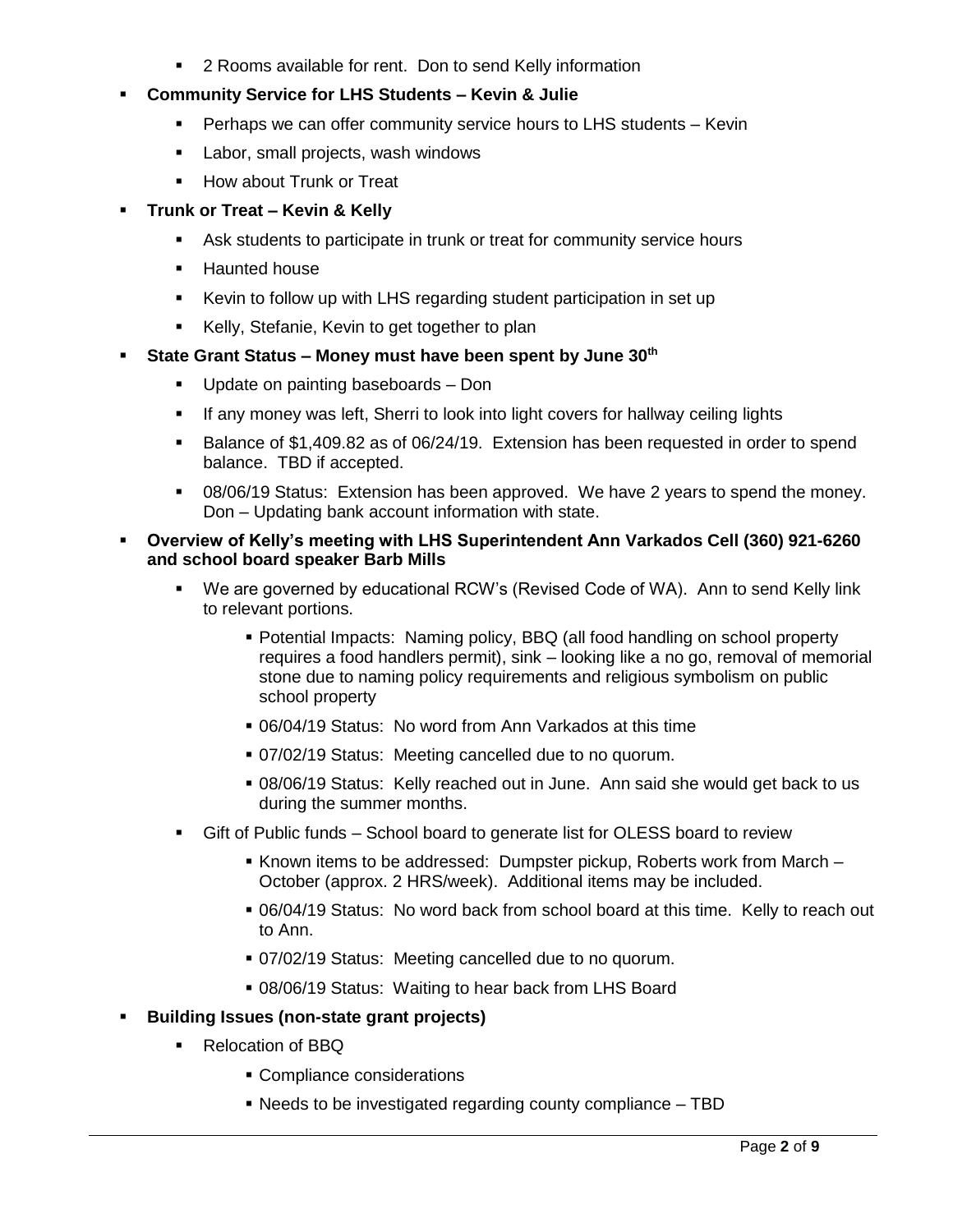- 2 Rooms available for rent. Don to send Kelly information

- **Community Service for LHS Students – Kevin & Julie**
    - Perhaps we can offer community service hours to LHS students – Kevin
    - Labor, small projects, wash windows
    - How about Trunk or Treat
- **Trunk or Treat – Kevin & Kelly**
    - Ask students to participate in trunk or treat for community service hours
    - Haunted house
    - Kevin to follow up with LHS regarding student participation in set up
    - Kelly, Stefanie, Kevin to get together to plan
- **State Grant Status – Money must have been spent by June 30th**
    - Update on painting baseboards – Don
    - If any money was left, Sherri to look into light covers for hallway ceiling lights
    - Balance of $1,409.82 as of 06/24/19. Extension has been requested in order to spend balance. TBD if accepted.
    - 08/06/19 Status: Extension has been approved. We have 2 years to spend the money. Don – Updating bank account information with state.
- **Overview of Kelly's meeting with LHS Superintendent Ann Varkados Cell (360) 921-6260 and school board speaker Barb Mills**
    - We are governed by educational RCW's (Revised Code of WA). Ann to send Kelly link to relevant portions.
        - Potential Impacts: Naming policy, BBQ (all food handling on school property requires a food handlers permit), sink – looking like a no go, removal of memorial stone due to naming policy requirements and religious symbolism on public school property
        - 06/04/19 Status: No word from Ann Varkados at this time
        - 07/02/19 Status: Meeting cancelled due to no quorum.
        - 08/06/19 Status: Kelly reached out in June. Ann said she would get back to us during the summer months.
    - Gift of Public funds – School board to generate list for OLESS board to review
        - Known items to be addressed: Dumpster pickup, Roberts work from March – October (approx. 2 HRS/week). Additional items may be included.
        - 06/04/19 Status: No word back from school board at this time. Kelly to reach out to Ann.
        - 07/02/19 Status: Meeting cancelled due to no quorum.
        - 08/06/19 Status: Waiting to hear back from LHS Board
- **Building Issues (non-state grant projects)**
    - Relocation of BBQ
        - Compliance considerations
        - Needs to be investigated regarding county compliance – TBD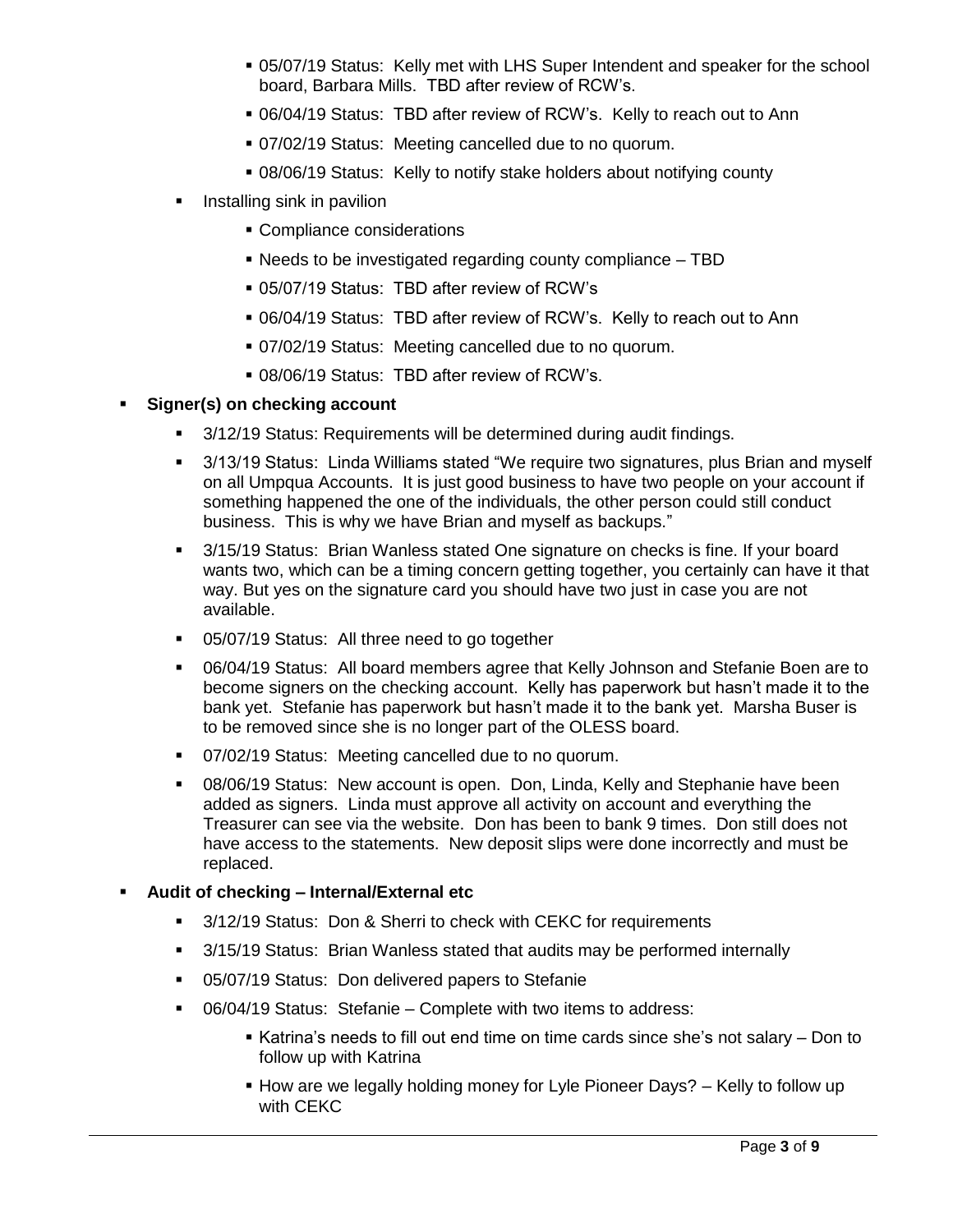- 05/07/19 Status: Kelly met with LHS Super Intendent and speaker for the school board, Barbara Mills. TBD after review of RCW's.
        - 06/04/19 Status: TBD after review of RCW's. Kelly to reach out to Ann
        - 07/02/19 Status: Meeting cancelled due to no quorum.
        - 08/06/19 Status: Kelly to notify stake holders about notifying county
    - Installing sink in pavilion
        - Compliance considerations
        - Needs to be investigated regarding county compliance – TBD
        - 05/07/19 Status: TBD after review of RCW's
        - 06/04/19 Status: TBD after review of RCW's. Kelly to reach out to Ann
        - 07/02/19 Status: Meeting cancelled due to no quorum.
        - 08/06/19 Status: TBD after review of RCW's.

- **Signer(s) on checking account**
    - 3/12/19 Status: Requirements will be determined during audit findings.
    - 3/13/19 Status: Linda Williams stated "We require two signatures, plus Brian and myself on all Umpqua Accounts. It is just good business to have two people on your account if something happened the one of the individuals, the other person could still conduct business. This is why we have Brian and myself as backups."
    - 3/15/19 Status: Brian Wanless stated One signature on checks is fine. If your board wants two, which can be a timing concern getting together, you certainly can have it that way. But yes on the signature card you should have two just in case you are not available.
    - 05/07/19 Status: All three need to go together
    - 06/04/19 Status: All board members agree that Kelly Johnson and Stefanie Boen are to become signers on the checking account. Kelly has paperwork but hasn't made it to the bank yet. Stefanie has paperwork but hasn't made it to the bank yet. Marsha Buser is to be removed since she is no longer part of the OLESS board.
    - 07/02/19 Status: Meeting cancelled due to no quorum.
    - 08/06/19 Status: New account is open. Don, Linda, Kelly and Stephanie have been added as signers. Linda must approve all activity on account and everything the Treasurer can see via the website. Don has been to bank 9 times. Don still does not have access to the statements. New deposit slips were done incorrectly and must be replaced.

- **Audit of checking – Internal/External etc**
    - 3/12/19 Status: Don & Sherri to check with CEKC for requirements
    - 3/15/19 Status: Brian Wanless stated that audits may be performed internally
    - 05/07/19 Status: Don delivered papers to Stefanie
    - 06/04/19 Status: Stefanie – Complete with two items to address:
        - Katrina's needs to fill out end time on time cards since she's not salary – Don to follow up with Katrina
        - How are we legally holding money for Lyle Pioneer Days? – Kelly to follow up with CEKC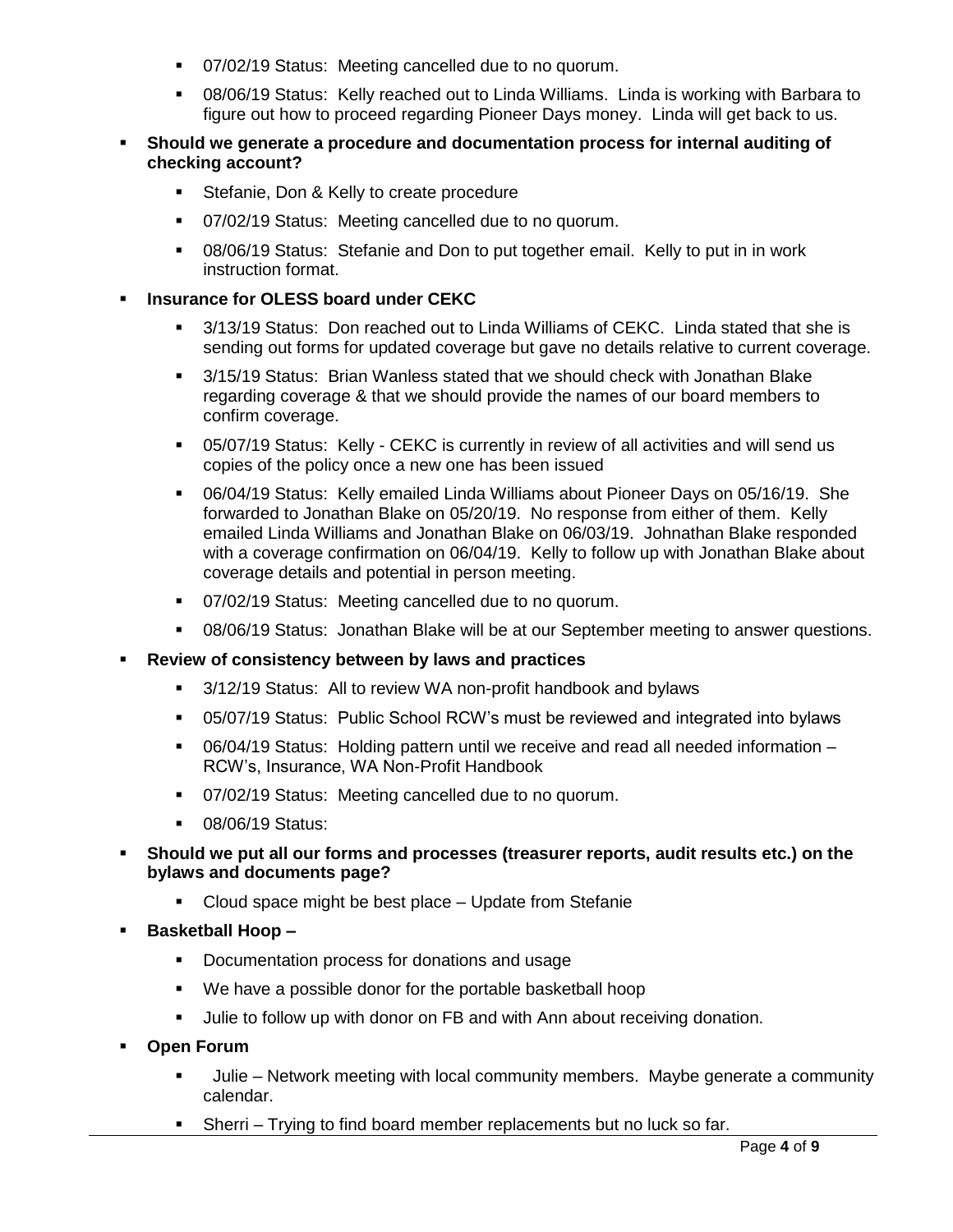- 07/02/19 Status: Meeting cancelled due to no quorum.
- 08/06/19 Status: Kelly reached out to Linda Williams. Linda is working with Barbara to figure out how to proceed regarding Pioneer Days money. Linda will get back to us.

- **Should we generate a procedure and documentation process for internal auditing of checking account?**
  - Stefanie, Don & Kelly to create procedure
  - 07/02/19 Status: Meeting cancelled due to no quorum.
  - 08/06/19 Status: Stefanie and Don to put together email. Kelly to put in in work instruction format.

- **Insurance for OLESS board under CEKC**
  - 3/13/19 Status: Don reached out to Linda Williams of CEKC. Linda stated that she is sending out forms for updated coverage but gave no details relative to current coverage.
  - 3/15/19 Status: Brian Wanless stated that we should check with Jonathan Blake regarding coverage & that we should provide the names of our board members to confirm coverage.
  - 05/07/19 Status: Kelly - CEKC is currently in review of all activities and will send us copies of the policy once a new one has been issued
  - 06/04/19 Status: Kelly emailed Linda Williams about Pioneer Days on 05/16/19. She forwarded to Jonathan Blake on 05/20/19. No response from either of them. Kelly emailed Linda Williams and Jonathan Blake on 06/03/19. Johnathan Blake responded with a coverage confirmation on 06/04/19. Kelly to follow up with Jonathan Blake about coverage details and potential in person meeting.
  - 07/02/19 Status: Meeting cancelled due to no quorum.
  - 08/06/19 Status: Jonathan Blake will be at our September meeting to answer questions.

- **Review of consistency between by laws and practices**
  - 3/12/19 Status: All to review WA non-profit handbook and bylaws
  - 05/07/19 Status: Public School RCW's must be reviewed and integrated into bylaws
  - 06/04/19 Status: Holding pattern until we receive and read all needed information – RCW's, Insurance, WA Non-Profit Handbook
  - 07/02/19 Status: Meeting cancelled due to no quorum.
  - 08/06/19 Status:

- **Should we put all our forms and processes (treasurer reports, audit results etc.) on the bylaws and documents page?**
  - Cloud space might be best place – Update from Stefanie

- **Basketball Hoop –**
  - Documentation process for donations and usage
  - We have a possible donor for the portable basketball hoop
  - Julie to follow up with donor on FB and with Ann about receiving donation.

- **Open Forum**
  - Julie – Network meeting with local community members. Maybe generate a community calendar.
  - Sherri – Trying to find board member replacements but no luck so far.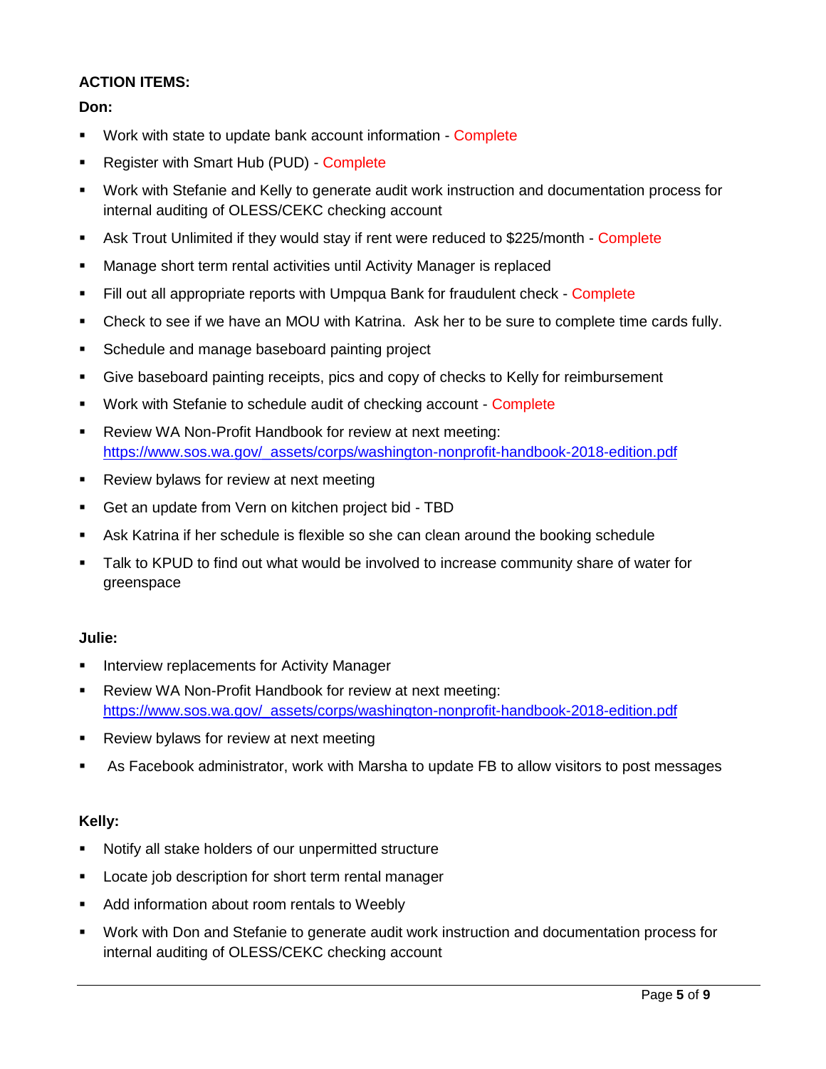**ACTION ITEMS:**

**Don:**

- Work with state to update bank account information - Complete
- Register with Smart Hub (PUD) - Complete
- Work with Stefanie and Kelly to generate audit work instruction and documentation process for internal auditing of OLESS/CEKC checking account
- Ask Trout Unlimited if they would stay if rent were reduced to $225/month - Complete
- Manage short term rental activities until Activity Manager is replaced
- Fill out all appropriate reports with Umpqua Bank for fraudulent check - Complete
- Check to see if we have an MOU with Katrina. Ask her to be sure to complete time cards fully.
- Schedule and manage baseboard painting project
- Give baseboard painting receipts, pics and copy of checks to Kelly for reimbursement
- Work with Stefanie to schedule audit of checking account - Complete
- Review WA Non-Profit Handbook for review at next meeting: https://www.sos.wa.gov/_assets/corps/washington-nonprofit-handbook-2018-edition.pdf
- Review bylaws for review at next meeting
- Get an update from Vern on kitchen project bid - TBD
- Ask Katrina if her schedule is flexible so she can clean around the booking schedule
- Talk to KPUD to find out what would be involved to increase community share of water for greenspace

**Julie:**

- Interview replacements for Activity Manager
- Review WA Non-Profit Handbook for review at next meeting: https://www.sos.wa.gov/_assets/corps/washington-nonprofit-handbook-2018-edition.pdf
- Review bylaws for review at next meeting
- As Facebook administrator, work with Marsha to update FB to allow visitors to post messages

**Kelly:**

- Notify all stake holders of our unpermitted structure
- Locate job description for short term rental manager
- Add information about room rentals to Weebly
- Work with Don and Stefanie to generate audit work instruction and documentation process for internal auditing of OLESS/CEKC checking account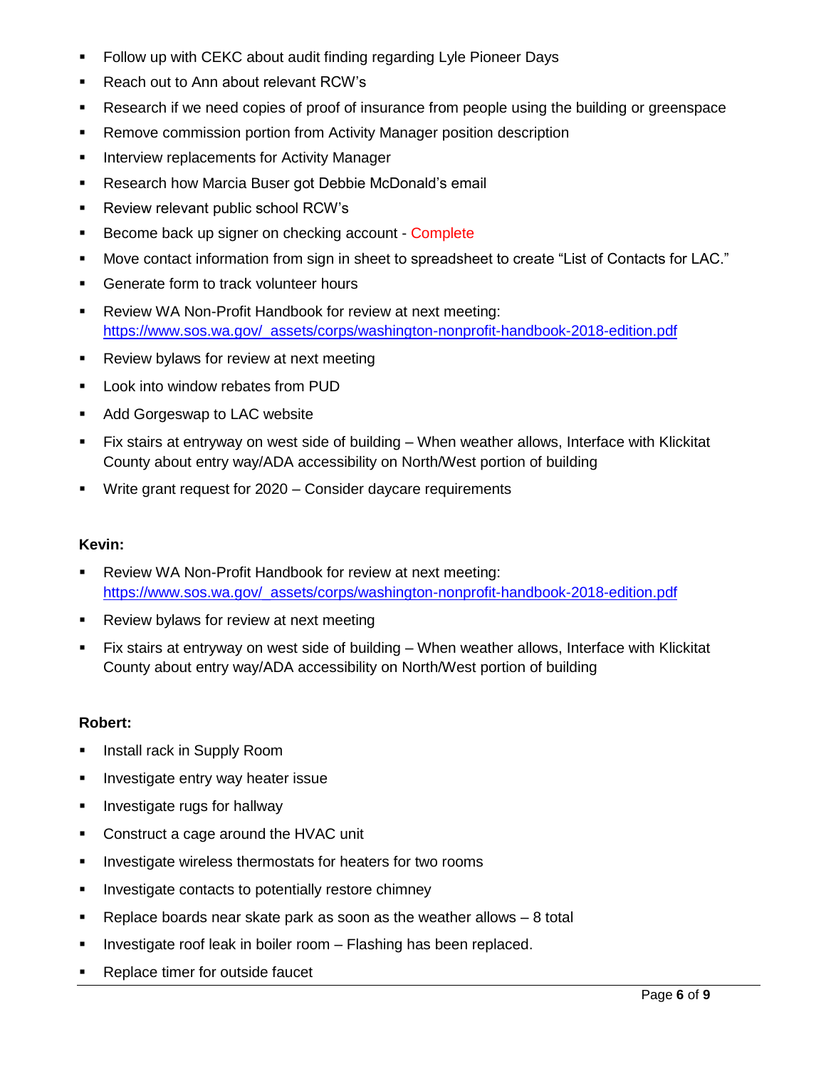- Follow up with CEKC about audit finding regarding Lyle Pioneer Days
- Reach out to Ann about relevant RCW's
- Research if we need copies of proof of insurance from people using the building or greenspace
- Remove commission portion from Activity Manager position description
- Interview replacements for Activity Manager
- Research how Marcia Buser got Debbie McDonald's email
- Review relevant public school RCW's
- Become back up signer on checking account - Complete
- Move contact information from sign in sheet to spreadsheet to create "List of Contacts for LAC."
- Generate form to track volunteer hours
- Review WA Non-Profit Handbook for review at next meeting: https://www.sos.wa.gov/_assets/corps/washington-nonprofit-handbook-2018-edition.pdf
- Review bylaws for review at next meeting
- Look into window rebates from PUD
- Add Gorgeswap to LAC website
- Fix stairs at entryway on west side of building – When weather allows, Interface with Klickitat County about entry way/ADA accessibility on North/West portion of building
- Write grant request for 2020 – Consider daycare requirements

**Kevin:**

- Review WA Non-Profit Handbook for review at next meeting: https://www.sos.wa.gov/_assets/corps/washington-nonprofit-handbook-2018-edition.pdf
- Review bylaws for review at next meeting
- Fix stairs at entryway on west side of building – When weather allows, Interface with Klickitat County about entry way/ADA accessibility on North/West portion of building

**Robert:**

- Install rack in Supply Room
- Investigate entry way heater issue
- Investigate rugs for hallway
- Construct a cage around the HVAC unit
- Investigate wireless thermostats for heaters for two rooms
- Investigate contacts to potentially restore chimney
- Replace boards near skate park as soon as the weather allows – 8 total
- Investigate roof leak in boiler room – Flashing has been replaced.
- Replace timer for outside faucet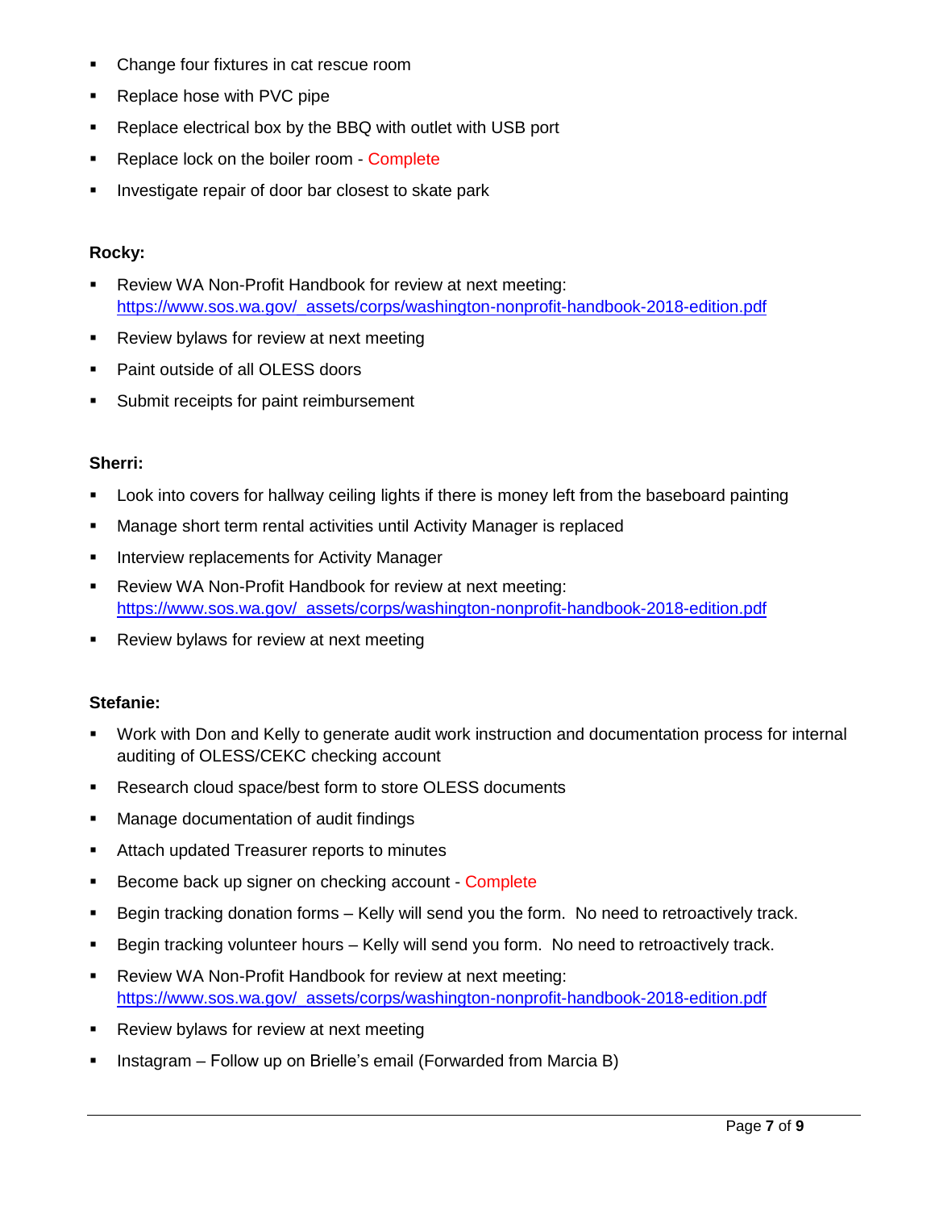- Change four fixtures in cat rescue room
- Replace hose with PVC pipe
- Replace electrical box by the BBQ with outlet with USB port
- Replace lock on the boiler room - Complete
- Investigate repair of door bar closest to skate park

**Rocky:**

- Review WA Non-Profit Handbook for review at next meeting: https://www.sos.wa.gov/_assets/corps/washington-nonprofit-handbook-2018-edition.pdf
- Review bylaws for review at next meeting
- Paint outside of all OLESS doors
- Submit receipts for paint reimbursement

**Sherri:**

- Look into covers for hallway ceiling lights if there is money left from the baseboard painting
- Manage short term rental activities until Activity Manager is replaced
- Interview replacements for Activity Manager
- Review WA Non-Profit Handbook for review at next meeting: https://www.sos.wa.gov/_assets/corps/washington-nonprofit-handbook-2018-edition.pdf
- Review bylaws for review at next meeting

**Stefanie:**

- Work with Don and Kelly to generate audit work instruction and documentation process for internal auditing of OLESS/CEKC checking account
- Research cloud space/best form to store OLESS documents
- Manage documentation of audit findings
- Attach updated Treasurer reports to minutes
- Become back up signer on checking account - Complete
- Begin tracking donation forms – Kelly will send you the form. No need to retroactively track.
- Begin tracking volunteer hours – Kelly will send you form. No need to retroactively track.
- Review WA Non-Profit Handbook for review at next meeting: https://www.sos.wa.gov/_assets/corps/washington-nonprofit-handbook-2018-edition.pdf
- Review bylaws for review at next meeting
- Instagram – Follow up on Brielle's email (Forwarded from Marcia B)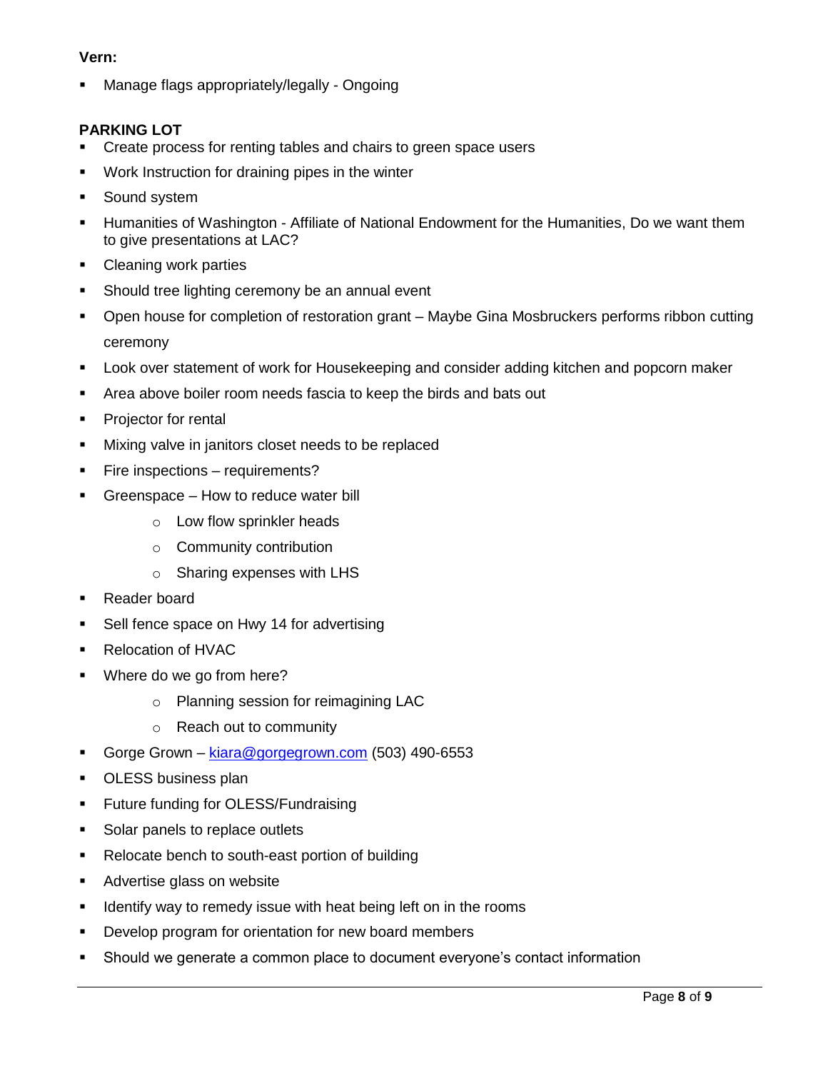**Vern:**

- Manage flags appropriately/legally - Ongoing

**PARKING LOT**

- Create process for renting tables and chairs to green space users
- Work Instruction for draining pipes in the winter
- Sound system
- Humanities of Washington - Affiliate of National Endowment for the Humanities, Do we want them to give presentations at LAC?
- Cleaning work parties
- Should tree lighting ceremony be an annual event
- Open house for completion of restoration grant – Maybe Gina Mosbruckers performs ribbon cutting ceremony
- Look over statement of work for Housekeeping and consider adding kitchen and popcorn maker
- Area above boiler room needs fascia to keep the birds and bats out
- Projector for rental
- Mixing valve in janitors closet needs to be replaced
- Fire inspections – requirements?
- Greenspace – How to reduce water bill
  - Low flow sprinkler heads
  - Community contribution
  - Sharing expenses with LHS
- Reader board
- Sell fence space on Hwy 14 for advertising
- Relocation of HVAC
- Where do we go from here?
  - Planning session for reimagining LAC
  - Reach out to community
- Gorge Grown – kiara@gorgegrown.com (503) 490-6553
- OLESS business plan
- Future funding for OLESS/Fundraising
- Solar panels to replace outlets
- Relocate bench to south-east portion of building
- Advertise glass on website
- Identify way to remedy issue with heat being left on in the rooms
- Develop program for orientation for new board members
- Should we generate a common place to document everyone's contact information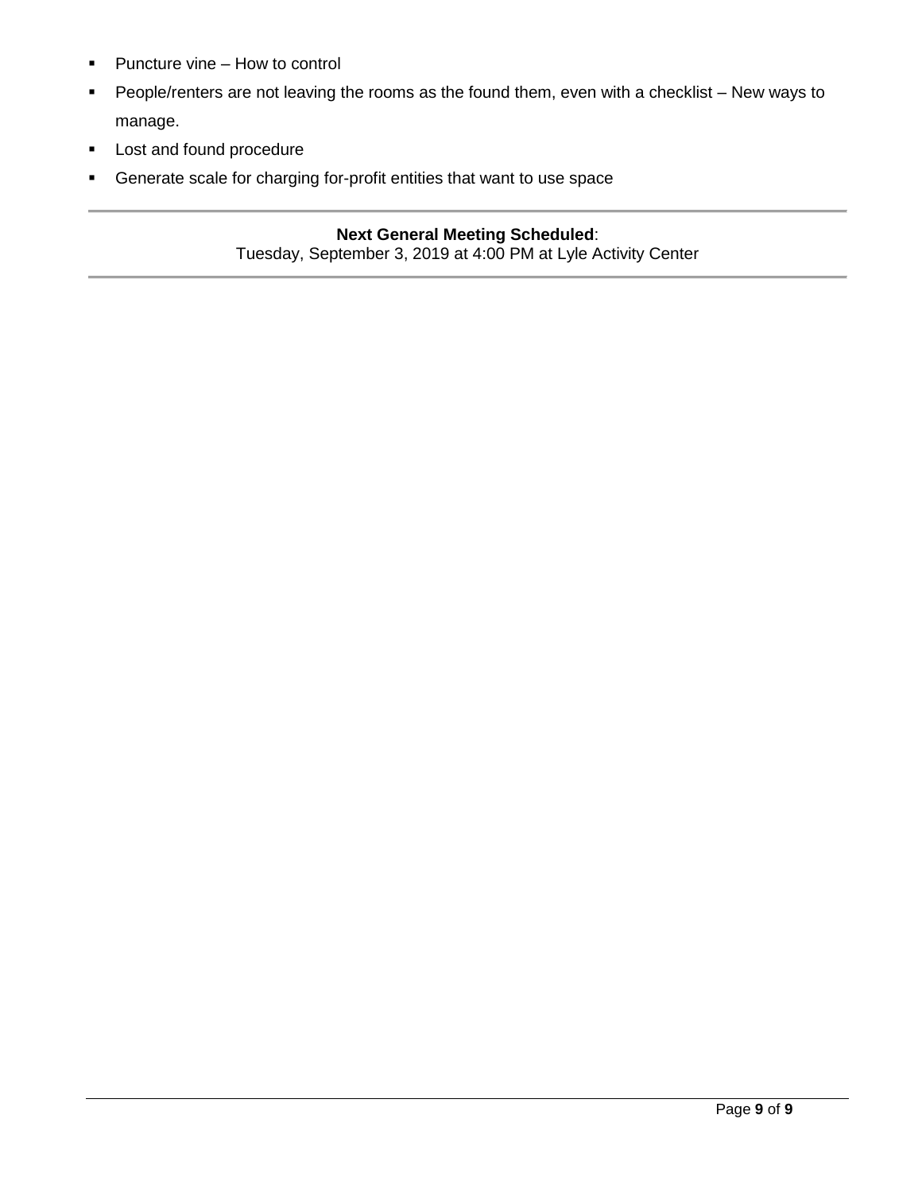- Puncture vine – How to control
- People/renters are not leaving the rooms as the found them, even with a checklist – New ways to manage.
- Lost and found procedure
- Generate scale for charging for-profit entities that want to use space

---

**Next General Meeting Scheduled**:
Tuesday, September 3, 2019 at 4:00 PM at Lyle Activity Center

---